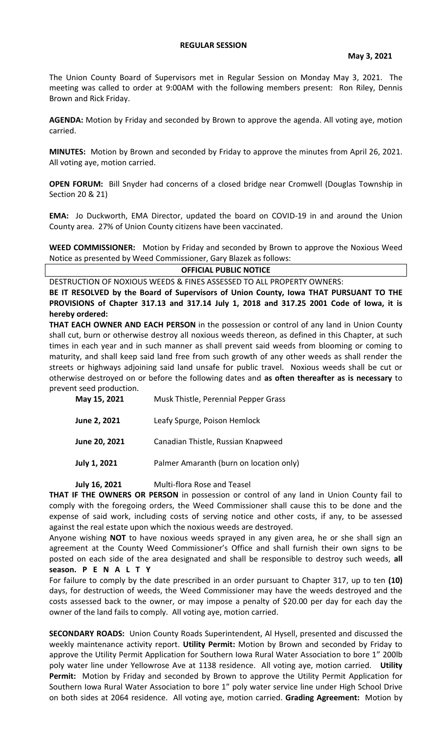**REGULAR SESSION**

**May 3, 2021**

The Union County Board of Supervisors met in Regular Session on Monday May 3, 2021. The meeting was called to order at 9:00AM with the following members present: Ron Riley, Dennis Brown and Rick Friday.

**AGENDA:** Motion by Friday and seconded by Brown to approve the agenda. All voting aye, motion carried.

**MINUTES:** Motion by Brown and seconded Friday to approve the minutes from April 26, 2021. All voting aye, motion carried.

**OPEN FORUM:** Bill Snyder had concerns of a closed bridge near Cromwell (Douglas Township in Section 20 & 21)

**EMA:** Jo Duckworth, EMA Director, updated the board on COVID-19 in and around the Union County area. 27% of Union County citizens have been vaccinated.

**WEED COMMISSIONER:** Motion by Friday and seconded by Brown to approve the Noxious Weed Notice as presented by Weed Commissioner, Gary Blazek as follows:

**OFFICIAL PUBLIC NOTICE**

DESTRUCTION OF NOXIOUS WEEDS & FINES ASSESSED TO ALL PROPERTY OWNERS:

**BE IT RESOLVED by the Board of Supervisors of Union County, Iowa THAT PURSUANT TO THE PROVISIONS of Chapter 317.13 and 317.14 July 1, 2018 and 317.25 2001 Code of Iowa, it is hereby ordered:**

**THAT EACH OWNER AND EACH PERSON** in the possession or control of any land in Union County shall cut, burn or otherwise destroy all noxious weeds thereon, as defined in this Chapter, at such times in each year and in such manner as shall prevent said weeds from blooming or coming to maturity, and shall keep said land free from such growth of any other weeds as shall render the streets or highways adjoining said land unsafe for public travel. Noxious weeds shall be cut or otherwise destroyed on or before the following dates and **as often thereafter as is necessary** to prevent seed production.

| | |
|---|---|
| **May 15, 2021** | Musk Thistle, Perennial Pepper Grass |
| **June 2, 2021** | Leafy Spurge, Poison Hemlock |
| **June 20, 2021** | Canadian Thistle, Russian Knapweed |
| **July 1, 2021** | Palmer Amaranth (burn on location only) |
| **July 16, 2021** | Multi-flora Rose and Teasel |

**THAT IF THE OWNERS OR PERSON** in possession or control of any land in Union County fail to comply with the foregoing orders, the Weed Commissioner shall cause this to be done and the expense of said work, including costs of serving notice and other costs, if any, to be assessed against the real estate upon which the noxious weeds are destroyed.

Anyone wishing **NOT** to have noxious weeds sprayed in any given area, he or she shall sign an agreement at the County Weed Commissioner's Office and shall furnish their own signs to be posted on each side of the area designated and shall be responsible to destroy such weeds, **all season. P E N A L T Y**

For failure to comply by the date prescribed in an order pursuant to Chapter 317, up to ten **(10)** days, for destruction of weeds, the Weed Commissioner may have the weeds destroyed and the costs assessed back to the owner, or may impose a penalty of $20.00 per day for each day the owner of the land fails to comply. All voting aye, motion carried.

**SECONDARY ROADS:** Union County Roads Superintendent, Al Hysell, presented and discussed the weekly maintenance activity report. **Utility Permit:** Motion by Brown and seconded by Friday to approve the Utility Permit Application for Southern Iowa Rural Water Association to bore 1" 200lb poly water line under Yellowrose Ave at 1138 residence. All voting aye, motion carried. **Utility Permit:** Motion by Friday and seconded by Brown to approve the Utility Permit Application for Southern Iowa Rural Water Association to bore 1" poly water service line under High School Drive on both sides at 2064 residence. All voting aye, motion carried. **Grading Agreement:** Motion by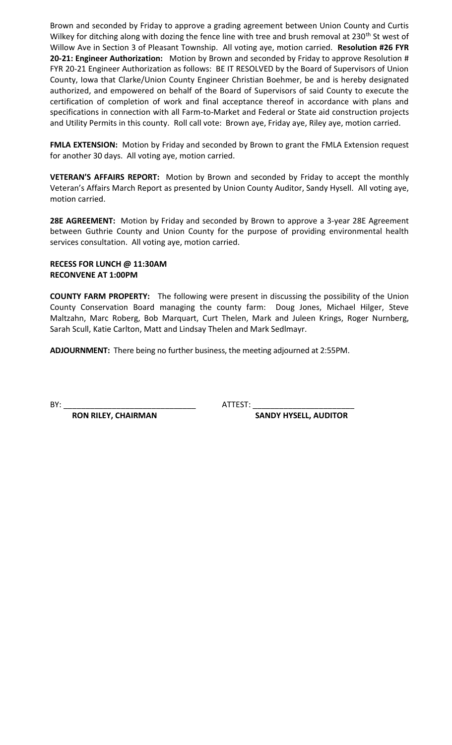Brown and seconded by Friday to approve a grading agreement between Union County and Curtis Wilkey for ditching along with dozing the fence line with tree and brush removal at 230th St west of Willow Ave in Section 3 of Pleasant Township. All voting aye, motion carried. **Resolution #26 FYR 20-21: Engineer Authorization:** Motion by Brown and seconded by Friday to approve Resolution # FYR 20-21 Engineer Authorization as follows: BE IT RESOLVED by the Board of Supervisors of Union County, Iowa that Clarke/Union County Engineer Christian Boehmer, be and is hereby designated authorized, and empowered on behalf of the Board of Supervisors of said County to execute the certification of completion of work and final acceptance thereof in accordance with plans and specifications in connection with all Farm-to-Market and Federal or State aid construction projects and Utility Permits in this county. Roll call vote: Brown aye, Friday aye, Riley aye, motion carried.

**FMLA EXTENSION:** Motion by Friday and seconded by Brown to grant the FMLA Extension request for another 30 days. All voting aye, motion carried.

**VETERAN'S AFFAIRS REPORT:** Motion by Brown and seconded by Friday to accept the monthly Veteran's Affairs March Report as presented by Union County Auditor, Sandy Hysell. All voting aye, motion carried.

**28E AGREEMENT:** Motion by Friday and seconded by Brown to approve a 3-year 28E Agreement between Guthrie County and Union County for the purpose of providing environmental health services consultation. All voting aye, motion carried.

**RECESS FOR LUNCH @ 11:30AM**
**RECONVENE AT 1:00PM**

**COUNTY FARM PROPERTY:** The following were present in discussing the possibility of the Union County Conservation Board managing the county farm: Doug Jones, Michael Hilger, Steve Maltzahn, Marc Roberg, Bob Marquart, Curt Thelen, Mark and Juleen Krings, Roger Nurnberg, Sarah Scull, Katie Carlton, Matt and Lindsay Thelen and Mark Sedlmayr.

**ADJOURNMENT:** There being no further business, the meeting adjourned at 2:55PM.

BY: ______________________________ ATTEST: ______________________

**RON RILEY, CHAIRMAN** **SANDY HYSELL, AUDITOR**